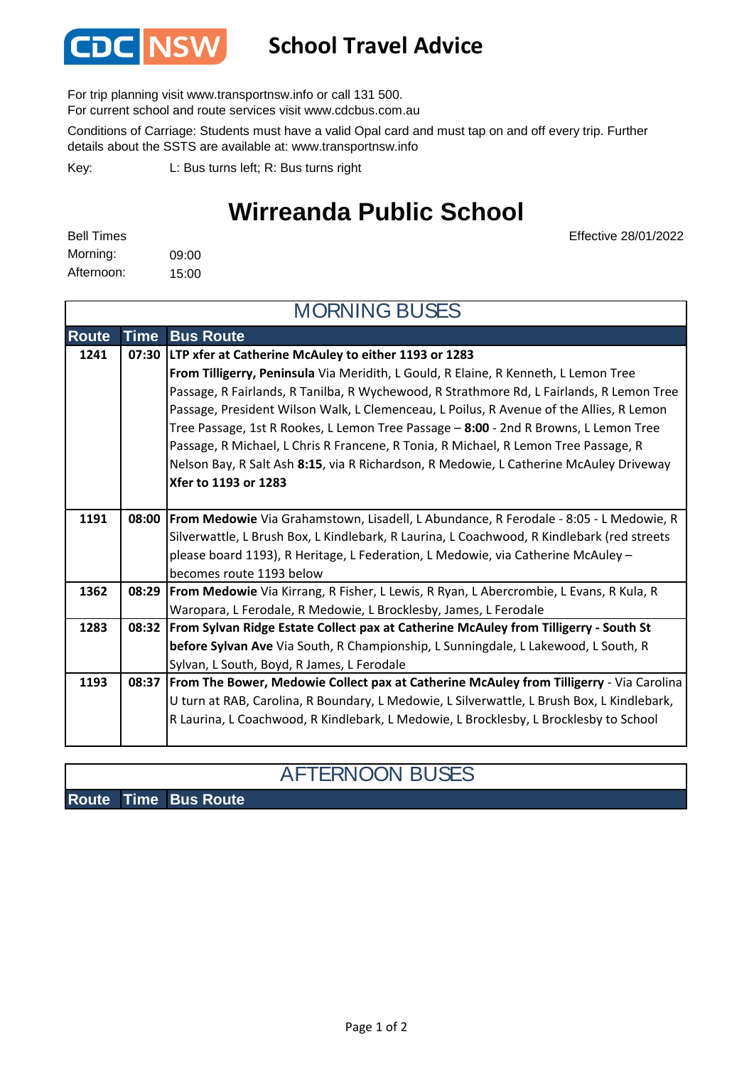# School Travel Advice

For trip planning visit www.transportnsw.info or call 131 500.
For current school and route services visit www.cdcbus.com.au

Conditions of Carriage: Students must have a valid Opal card and must tap on and off every trip. Further details about the SSTS are available at: www.transportnsw.info

Key: L: Bus turns left; R: Bus turns right

## Wirreanda Public School

Effective 28/01/2022

Bell Times
Morning: 09:00
Afternoon: 15:00

### MORNING BUSES

| Route | Time | Bus Route |
|---|---|---|
| 1241 | 07:30 | **LTP xfer at Catherine McAuley to either 1193 or 1283** **From Tilligerry, Peninsula** Via Meridith, L Gould, R Elaine, R Kenneth, L Lemon Tree Passage, R Fairlands, R Tanilba, R Wychewood, R Strathmore Rd, L Fairlands, R Lemon Tree Passage, President Wilson Walk, L Clemenceau, L Poilus, R Avenue of the Allies, R Lemon Tree Passage, 1st R Rookes, L Lemon Tree Passage – **8:00** - 2nd R Browns, L Lemon Tree Passage, R Michael, L Chris R Francene, R Tonia, R Michael, R Lemon Tree Passage, R Nelson Bay, R Salt Ash **8:15**, via R Richardson, R Medowie, L Catherine McAuley Driveway **Xfer to 1193 or 1283** |
| 1191 | 08:00 | **From Medowie** Via Grahamstown, Lisadell, L Abundance, R Ferodale - 8:05 - L Medowie, R Silverwattle, L Brush Box, L Kindlebark, R Laurina, L Coachwood, R Kindlebark (red streets please board 1193), R Heritage, L Federation, L Medowie, via Catherine McAuley – becomes route 1193 below |
| 1362 | 08:29 | **From Medowie** Via Kirrang, R Fisher, L Lewis, R Ryan, L Abercrombie, L Evans, R Kula, R Waropara, L Ferodale, R Medowie, L Brocklesby, James, L Ferodale |
| 1283 | 08:32 | **From Sylvan Ridge Estate Collect pax at Catherine McAuley from Tilligerry - South St before Sylvan Ave** Via South, R Championship, L Sunningdale, L Lakewood, L South, R Sylvan, L South, Boyd, R James, L Ferodale |
| 1193 | 08:37 | **From The Bower, Medowie Collect pax at Catherine McAuley from Tilligerry** - Via Carolina U turn at RAB, Carolina, R Boundary, L Medowie, L Silverwattle, L Brush Box, L Kindlebark, R Laurina, L Coachwood, R Kindlebark, L Medowie, L Brocklesby, L Brocklesby to School |

### AFTERNOON BUSES

| Route | Time | Bus Route |
|---|---|---|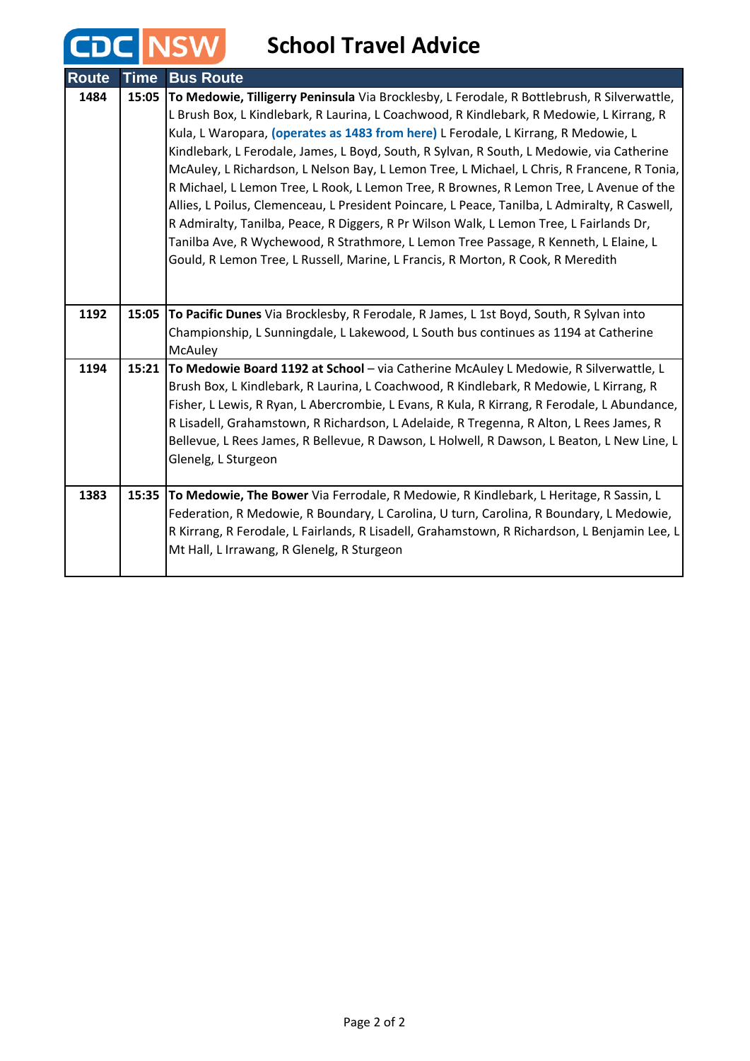# School Travel Advice

| Route | Time | Bus Route |
|---|---|---|
| 1484 | 15:05 | **To Medowie, Tilligerry Peninsula** Via Brocklesby, L Ferodale, R Bottlebrush, R Silverwattle, L Brush Box, L Kindlebark, R Laurina, L Coachwood, R Kindlebark, R Medowie, L Kirrang, R Kula, L Waropara, **(operates as 1483 from here)** L Ferodale, L Kirrang, R Medowie, L Kindlebark, L Ferodale, James, L Boyd, South, R Sylvan, R South, L Medowie, via Catherine McAuley, L Richardson, L Nelson Bay, L Lemon Tree, L Michael, L Chris, R Francene, R Tonia, R Michael, L Lemon Tree, L Rook, L Lemon Tree, R Brownes, R Lemon Tree, L Avenue of the Allies, L Poilus, Clemenceau, L President Poincare, L Peace, Tanilba, L Admiralty, R Caswell, R Admiralty, Tanilba, Peace, R Diggers, R Pr Wilson Walk, L Lemon Tree, L Fairlands Dr, Tanilba Ave, R Wychewood, R Strathmore, L Lemon Tree Passage, R Kenneth, L Elaine, L Gould, R Lemon Tree, L Russell, Marine, L Francis, R Morton, R Cook, R Meredith |
| 1192 | 15:05 | **To Pacific Dunes** Via Brocklesby, R Ferodale, R James, L 1st Boyd, South, R Sylvan into Championship, L Sunningdale, L Lakewood, L South bus continues as 1194 at Catherine McAuley |
| 1194 | 15:21 | **To Medowie Board 1192 at School** – via Catherine McAuley L Medowie, R Silverwattle, L Brush Box, L Kindlebark, R Laurina, L Coachwood, R Kindlebark, R Medowie, L Kirrang, R Fisher, L Lewis, R Ryan, L Abercrombie, L Evans, R Kula, R Kirrang, R Ferodale, L Abundance, R Lisadell, Grahamstown, R Richardson, L Adelaide, R Tregenna, R Alton, L Rees James, R Bellevue, L Rees James, R Bellevue, R Dawson, L Holwell, R Dawson, L Beaton, L New Line, L Glenelg, L Sturgeon |
| 1383 | 15:35 | **To Medowie, The Bower** Via Ferrodale, R Medowie, R Kindlebark, L Heritage, R Sassin, L Federation, R Medowie, R Boundary, L Carolina, U turn, Carolina, R Boundary, L Medowie, R Kirrang, R Ferodale, L Fairlands, R Lisadell, Grahamstown, R Richardson, L Benjamin Lee, L Mt Hall, L Irrawang, R Glenelg, R Sturgeon |